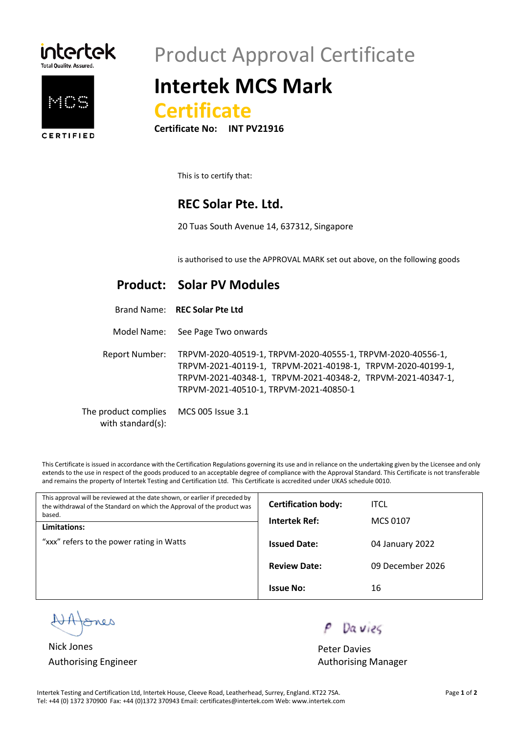intertek
Total Quality. Assured.

MCS
CERTIFIED

# Product Approval Certificate

# Intertek MCS Mark Certificate

**Certificate No: INT PV21916**

This is to certify that:

## REC Solar Pte. Ltd.

20 Tuas South Avenue 14, 637312, Singapore

is authorised to use the APPROVAL MARK set out above, on the following goods

## Product: Solar PV Modules

Brand Name: **REC Solar Pte Ltd**

Model Name: See Page Two onwards

Report Number: TRPVM-2020-40519-1, TRPVM-2020-40555-1, TRPVM-2020-40556-1, TRPVM-2021-40119-1, TRPVM-2021-40198-1, TRPVM-2020-40199-1, TRPVM-2021-40348-1, TRPVM-2021-40348-2, TRPVM-2021-40347-1, TRPVM-2021-40510-1, TRPVM-2021-40850-1

The product complies with standard(s): MCS 005 Issue 3.1

This Certificate is issued in accordance with the Certification Regulations governing its use and in reliance on the undertaking given by the Licensee and only extends to the use in respect of the goods produced to an acceptable degree of compliance with the Approval Standard. This Certificate is not transferable and remains the property of Intertek Testing and Certification Ltd. This Certificate is accredited under UKAS schedule 0010.

| This approval will be reviewed at the date shown, or earlier if preceded by the withdrawal of the Standard on which the Approval of the product was based. | **Certification body:** | ITCL |
|---|---|---|
| **Limitations:** | **Intertek Ref:** | MCS 0107 |
| "xxx" refers to the power rating in Watts | **Issued Date:** | 04 January 2022 |
| | **Review Date:** | 09 December 2026 |
| | **Issue No:** | 16 |

Nick Jones
Authorising Engineer

Peter Davies
Authorising Manager

Intertek Testing and Certification Ltd, Intertek House, Cleeve Road, Leatherhead, Surrey, England. KT22 7SA.
Tel: +44 (0) 1372 370900 Fax: +44 (0)1372 370943 Email: certificates@intertek.com Web: www.intertek.com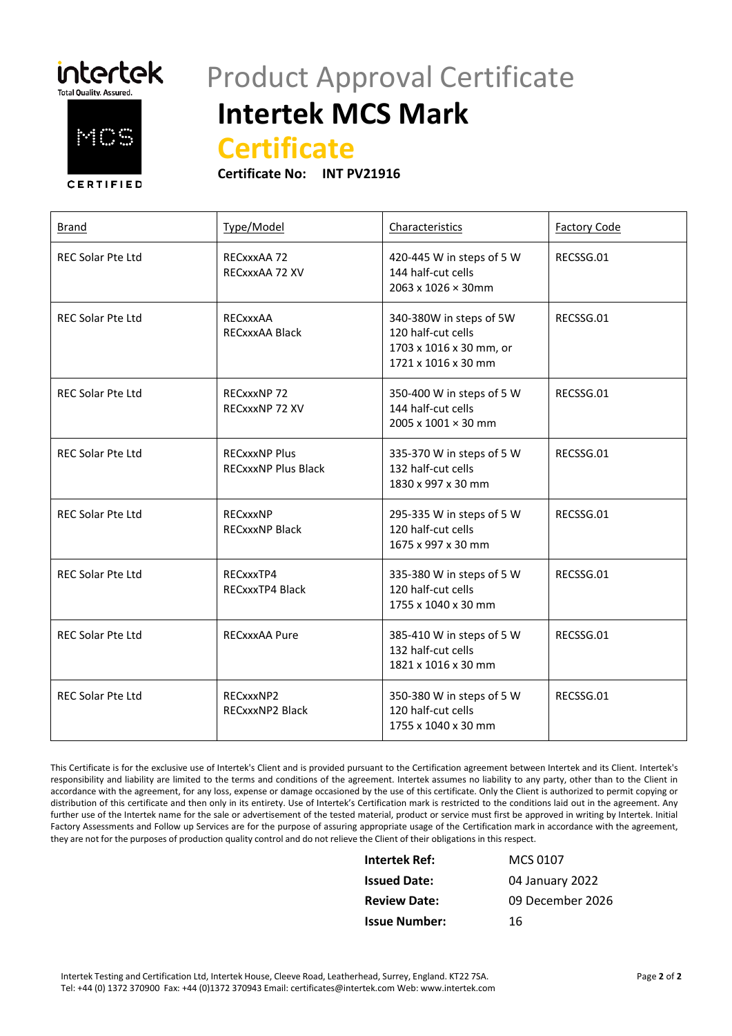# Product Approval Certificate

## Intertek MCS Mark

## Certificate

**Certificate No: INT PV21916**

| Brand | Type/Model | Characteristics | Factory Code |
| --- | --- | --- | --- |
| REC Solar Pte Ltd | RECxxxAA 72<br>RECxxxAA 72 XV | 420-445 W in steps of 5 W<br>144 half-cut cells<br>2063 x 1026 × 30mm | RECSSG.01 |
| REC Solar Pte Ltd | RECxxxAA<br>RECxxxAA Black | 340-380W in steps of 5W<br>120 half-cut cells<br>1703 x 1016 x 30 mm, or<br>1721 x 1016 x 30 mm | RECSSG.01 |
| REC Solar Pte Ltd | RECxxxNP 72<br>RECxxxNP 72 XV | 350-400 W in steps of 5 W<br>144 half-cut cells<br>2005 x 1001 × 30 mm | RECSSG.01 |
| REC Solar Pte Ltd | RECxxxNP Plus<br>RECxxxNP Plus Black | 335-370 W in steps of 5 W<br>132 half-cut cells<br>1830 x 997 x 30 mm | RECSSG.01 |
| REC Solar Pte Ltd | RECxxxNP<br>RECxxxNP Black | 295-335 W in steps of 5 W<br>120 half-cut cells<br>1675 x 997 x 30 mm | RECSSG.01 |
| REC Solar Pte Ltd | RECxxxTP4<br>RECxxxTP4 Black | 335-380 W in steps of 5 W<br>120 half-cut cells<br>1755 x 1040 x 30 mm | RECSSG.01 |
| REC Solar Pte Ltd | RECxxxAA Pure | 385-410 W in steps of 5 W<br>132 half-cut cells<br>1821 x 1016 x 30 mm | RECSSG.01 |
| REC Solar Pte Ltd | RECxxxNP2<br>RECxxxNP2 Black | 350-380 W in steps of 5 W<br>120 half-cut cells<br>1755 x 1040 x 30 mm | RECSSG.01 |

This Certificate is for the exclusive use of Intertek's Client and is provided pursuant to the Certification agreement between Intertek and its Client. Intertek's responsibility and liability are limited to the terms and conditions of the agreement. Intertek assumes no liability to any party, other than to the Client in accordance with the agreement, for any loss, expense or damage occasioned by the use of this certificate. Only the Client is authorized to permit copying or distribution of this certificate and then only in its entirety. Use of Intertek's Certification mark is restricted to the conditions laid out in the agreement. Any further use of the Intertek name for the sale or advertisement of the tested material, product or service must first be approved in writing by Intertek. Initial Factory Assessments and Follow up Services are for the purpose of assuring appropriate usage of the Certification mark in accordance with the agreement, they are not for the purposes of production quality control and do not relieve the Client of their obligations in this respect.

| | |
| --- | --- |
| **Intertek Ref:** | MCS 0107 |
| **Issued Date:** | 04 January 2022 |
| **Review Date:** | 09 December 2026 |
| **Issue Number:** | 16 |

Intertek Testing and Certification Ltd, Intertek House, Cleeve Road, Leatherhead, Surrey, England. KT22 7SA.
Tel: +44 (0) 1372 370900 Fax: +44 (0)1372 370943 Email: certificates@intertek.com Web: www.intertek.com